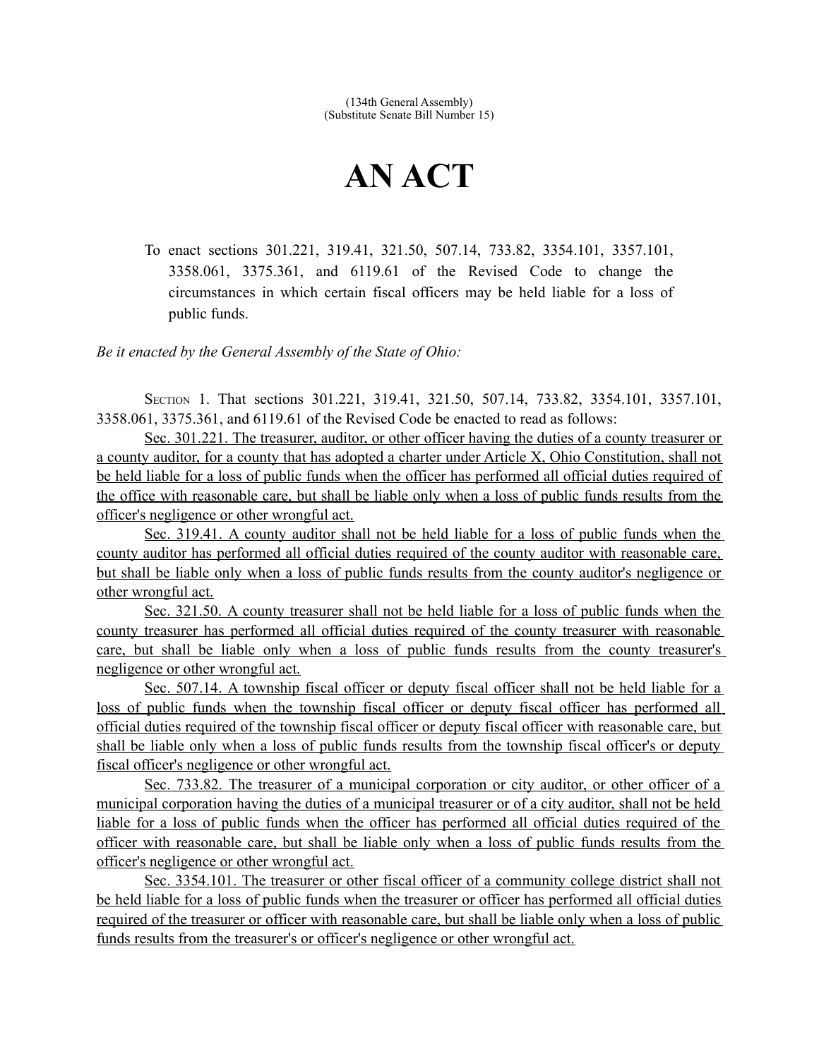(134th General Assembly)
(Substitute Senate Bill Number 15)

# AN ACT

To enact sections 301.221, 319.41, 321.50, 507.14, 733.82, 3354.101, 3357.101, 3358.061, 3375.361, and 6119.61 of the Revised Code to change the circumstances in which certain fiscal officers may be held liable for a loss of public funds.

*Be it enacted by the General Assembly of the State of Ohio:*

SECTION 1. That sections 301.221, 319.41, 321.50, 507.14, 733.82, 3354.101, 3357.101, 3358.061, 3375.361, and 6119.61 of the Revised Code be enacted to read as follows:

Sec. 301.221. The treasurer, auditor, or other officer having the duties of a county treasurer or a county auditor, for a county that has adopted a charter under Article X, Ohio Constitution, shall not be held liable for a loss of public funds when the officer has performed all official duties required of the office with reasonable care, but shall be liable only when a loss of public funds results from the officer's negligence or other wrongful act.

Sec. 319.41. A county auditor shall not be held liable for a loss of public funds when the county auditor has performed all official duties required of the county auditor with reasonable care, but shall be liable only when a loss of public funds results from the county auditor's negligence or other wrongful act.

Sec. 321.50. A county treasurer shall not be held liable for a loss of public funds when the county treasurer has performed all official duties required of the county treasurer with reasonable care, but shall be liable only when a loss of public funds results from the county treasurer's negligence or other wrongful act.

Sec. 507.14. A township fiscal officer or deputy fiscal officer shall not be held liable for a loss of public funds when the township fiscal officer or deputy fiscal officer has performed all official duties required of the township fiscal officer or deputy fiscal officer with reasonable care, but shall be liable only when a loss of public funds results from the township fiscal officer's or deputy fiscal officer's negligence or other wrongful act.

Sec. 733.82. The treasurer of a municipal corporation or city auditor, or other officer of a municipal corporation having the duties of a municipal treasurer or of a city auditor, shall not be held liable for a loss of public funds when the officer has performed all official duties required of the officer with reasonable care, but shall be liable only when a loss of public funds results from the officer's negligence or other wrongful act.

Sec. 3354.101. The treasurer or other fiscal officer of a community college district shall not be held liable for a loss of public funds when the treasurer or officer has performed all official duties required of the treasurer or officer with reasonable care, but shall be liable only when a loss of public funds results from the treasurer's or officer's negligence or other wrongful act.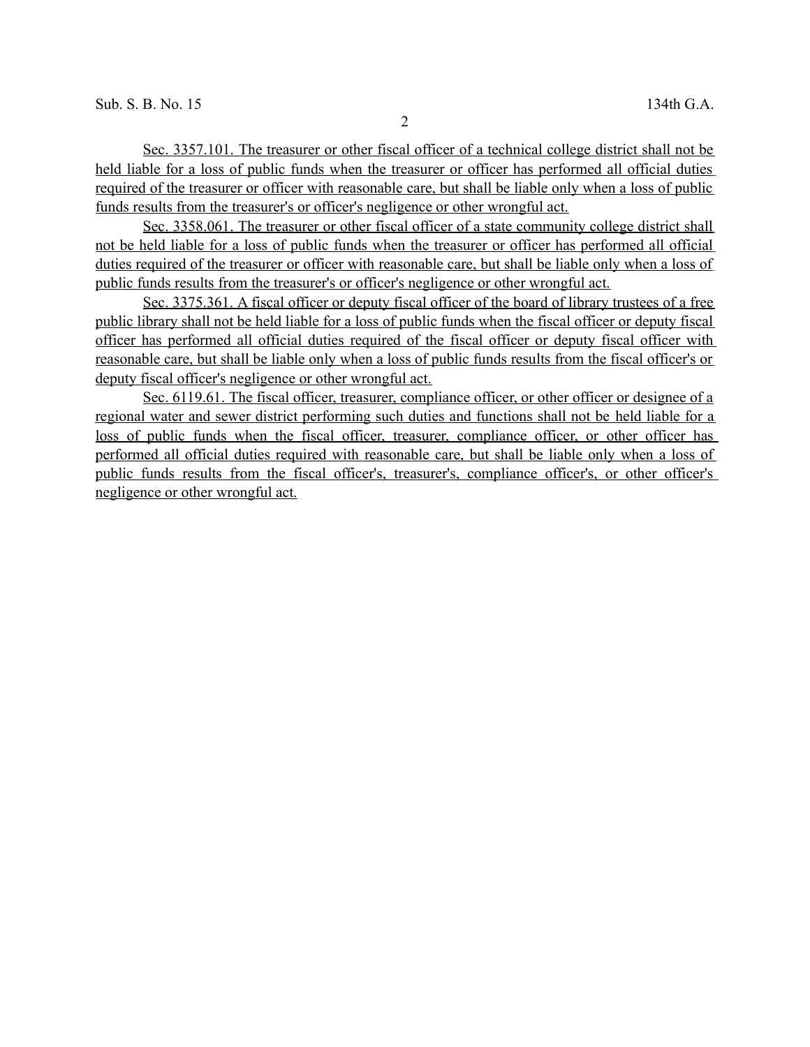Sec. 3357.101. The treasurer or other fiscal officer of a technical college district shall not be held liable for a loss of public funds when the treasurer or officer has performed all official duties required of the treasurer or officer with reasonable care, but shall be liable only when a loss of public funds results from the treasurer's or officer's negligence or other wrongful act.

Sec. 3358.061. The treasurer or other fiscal officer of a state community college district shall not be held liable for a loss of public funds when the treasurer or officer has performed all official duties required of the treasurer or officer with reasonable care, but shall be liable only when a loss of public funds results from the treasurer's or officer's negligence or other wrongful act.

Sec. 3375.361. A fiscal officer or deputy fiscal officer of the board of library trustees of a free public library shall not be held liable for a loss of public funds when the fiscal officer or deputy fiscal officer has performed all official duties required of the fiscal officer or deputy fiscal officer with reasonable care, but shall be liable only when a loss of public funds results from the fiscal officer's or deputy fiscal officer's negligence or other wrongful act.

Sec. 6119.61. The fiscal officer, treasurer, compliance officer, or other officer or designee of a regional water and sewer district performing such duties and functions shall not be held liable for a loss of public funds when the fiscal officer, treasurer, compliance officer, or other officer has performed all official duties required with reasonable care, but shall be liable only when a loss of public funds results from the fiscal officer's, treasurer's, compliance officer's, or other officer's negligence or other wrongful act.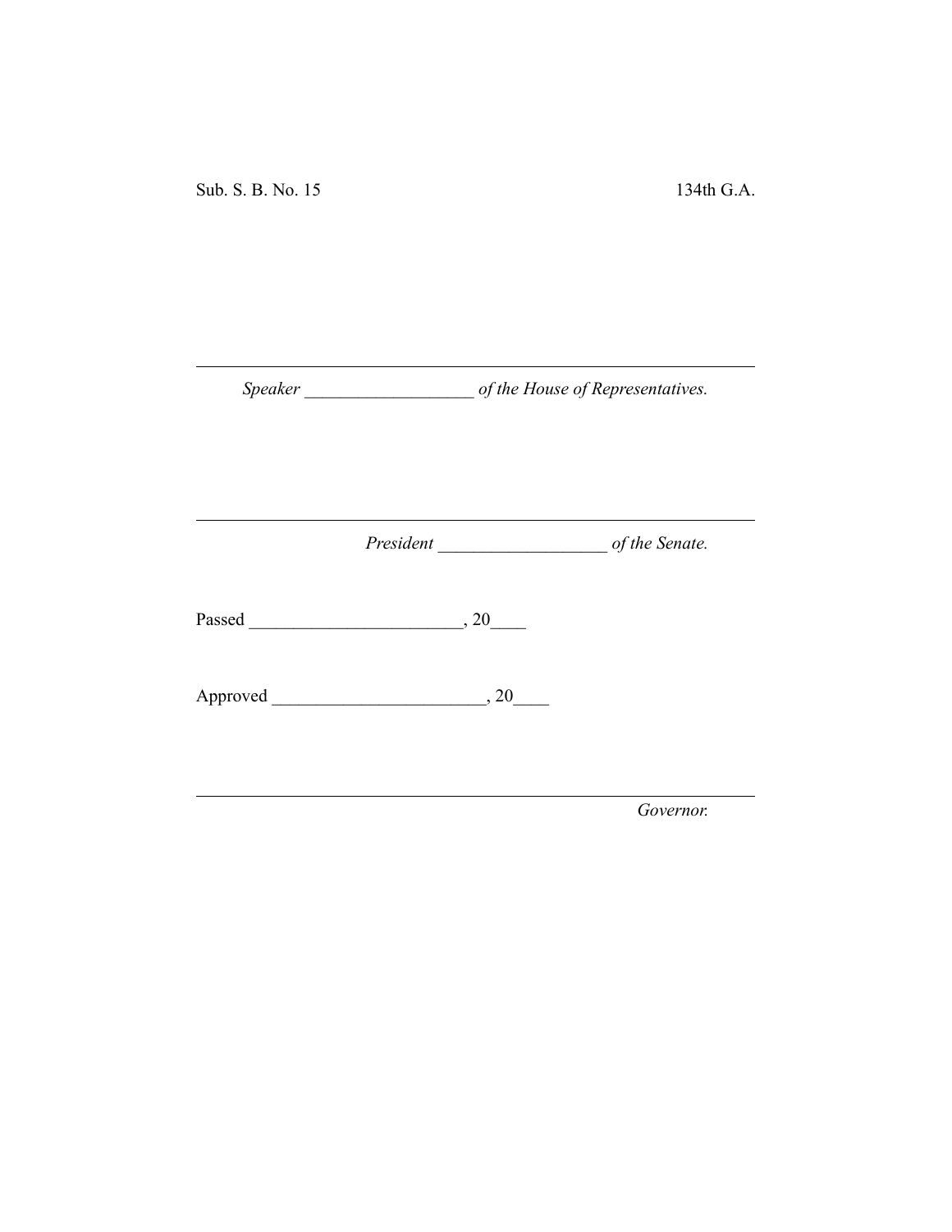Sub. S. B. No. 15 134th G.A.

---

*Speaker* ___________________ *of the House of Representatives.*

---

*President* ___________________ *of the Senate.*

Passed ________________________, 20____

Approved ________________________, 20____

---

*Governor.*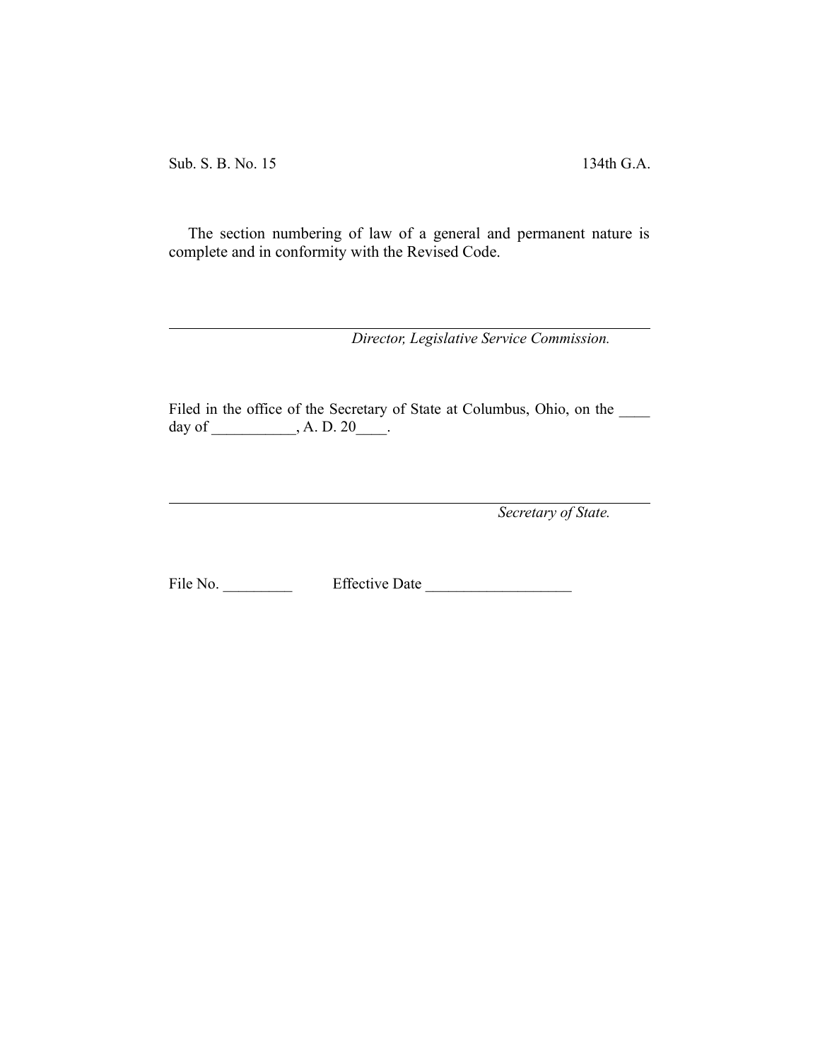Sub. S. B. No. 15 134th G.A.

The section numbering of law of a general and permanent nature is complete and in conformity with the Revised Code.

______________________________________________________

*Director, Legislative Service Commission.*

Filed in the office of the Secretary of State at Columbus, Ohio, on the ____ day of ___________, A. D. 20____.

______________________________________________________

*Secretary of State.*

File No. _________ Effective Date ___________________